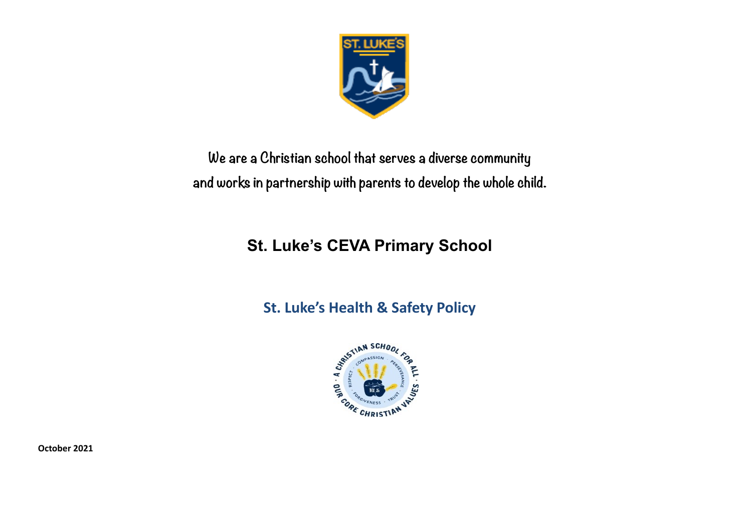We are a Christian school that serves a diverse community
and works in partnership with parents to develop the whole child.

# St. Luke's CEVA Primary School

## St. Luke's Health & Safety Policy

**October 2021**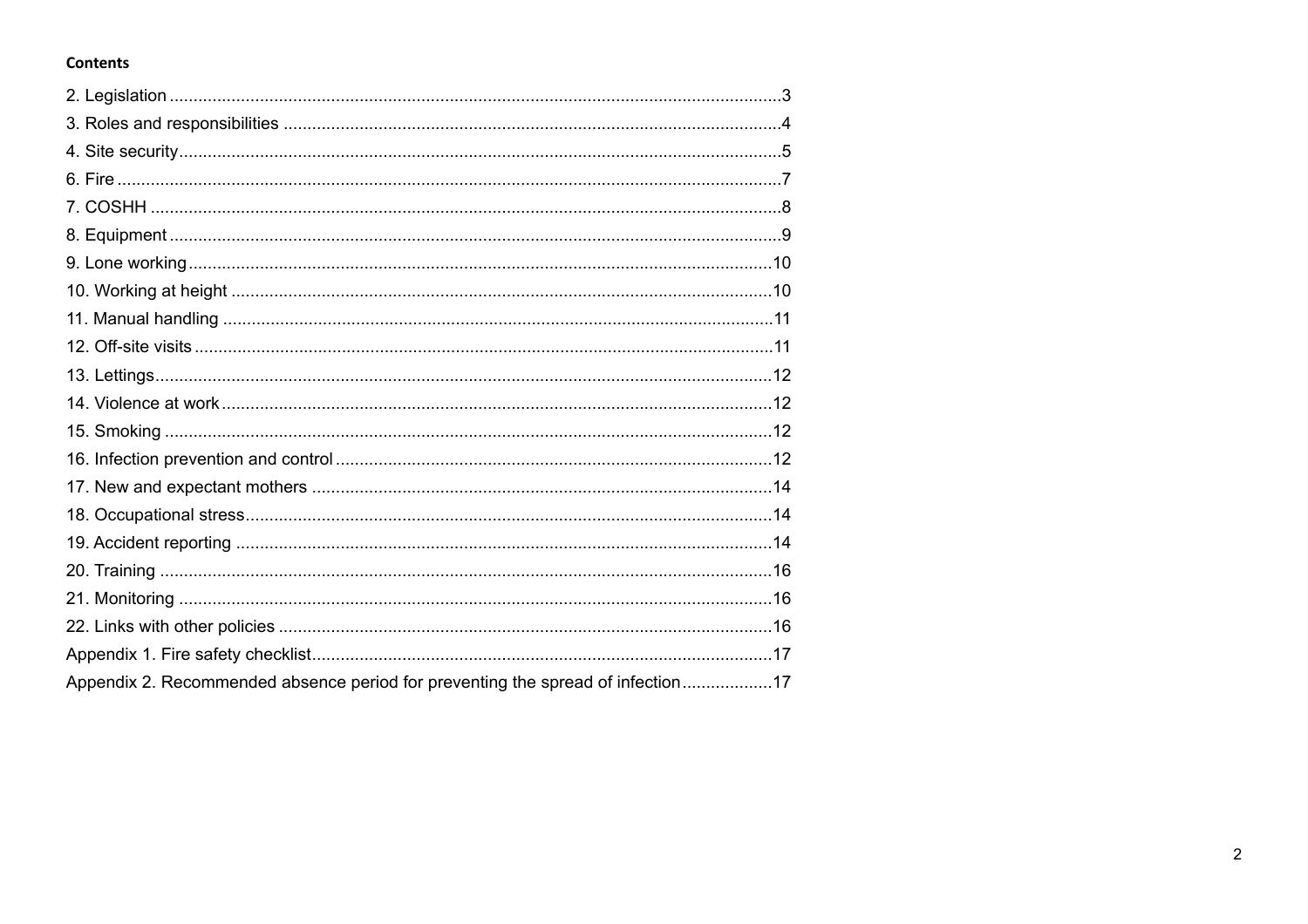**Contents**

2. Legislation ....................................................................................................................3
3. Roles and responsibilities ............................................................................................4
4. Site security..................................................................................................................5
6. Fire ...............................................................................................................................7
7. COSHH ........................................................................................................................8
8. Equipment ....................................................................................................................9
9. Lone working...............................................................................................................10
10. Working at height ......................................................................................................10
11. Manual handling ........................................................................................................11
12. Off-site visits ..............................................................................................................11
13. Lettings......................................................................................................................12
14. Violence at work ........................................................................................................12
15. Smoking ....................................................................................................................12
16. Infection prevention and control ................................................................................12
17. New and expectant mothers .....................................................................................14
18. Occupational stress...................................................................................................14
19. Accident reporting .....................................................................................................14
20. Training .....................................................................................................................16
21. Monitoring .................................................................................................................16
22. Links with other policies ............................................................................................16
Appendix 1. Fire safety checklist.....................................................................................17
Appendix 2. Recommended absence period for preventing the spread of infection...................17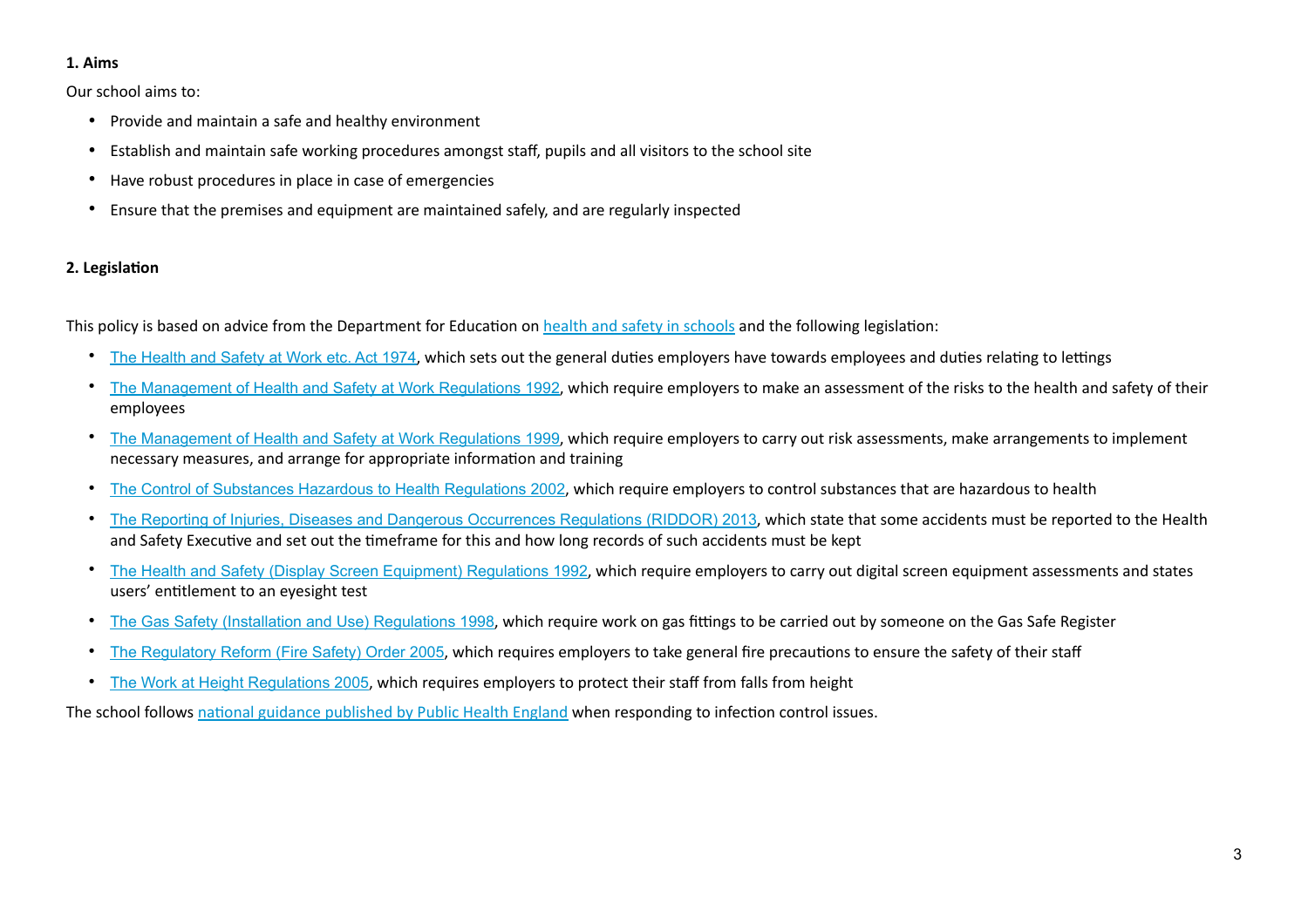**1. Aims**

Our school aims to:

- Provide and maintain a safe and healthy environment
- Establish and maintain safe working procedures amongst staff, pupils and all visitors to the school site
- Have robust procedures in place in case of emergencies
- Ensure that the premises and equipment are maintained safely, and are regularly inspected

**2. Legislation**

This policy is based on advice from the Department for Education on health and safety in schools and the following legislation:

- The Health and Safety at Work etc. Act 1974, which sets out the general duties employers have towards employees and duties relating to lettings
- The Management of Health and Safety at Work Regulations 1992, which require employers to make an assessment of the risks to the health and safety of their employees
- The Management of Health and Safety at Work Regulations 1999, which require employers to carry out risk assessments, make arrangements to implement necessary measures, and arrange for appropriate information and training
- The Control of Substances Hazardous to Health Regulations 2002, which require employers to control substances that are hazardous to health
- The Reporting of Injuries, Diseases and Dangerous Occurrences Regulations (RIDDOR) 2013, which state that some accidents must be reported to the Health and Safety Executive and set out the timeframe for this and how long records of such accidents must be kept
- The Health and Safety (Display Screen Equipment) Regulations 1992, which require employers to carry out digital screen equipment assessments and states users' entitlement to an eyesight test
- The Gas Safety (Installation and Use) Regulations 1998, which require work on gas fittings to be carried out by someone on the Gas Safe Register
- The Regulatory Reform (Fire Safety) Order 2005, which requires employers to take general fire precautions to ensure the safety of their staff
- The Work at Height Regulations 2005, which requires employers to protect their staff from falls from height

The school follows national guidance published by Public Health England when responding to infection control issues.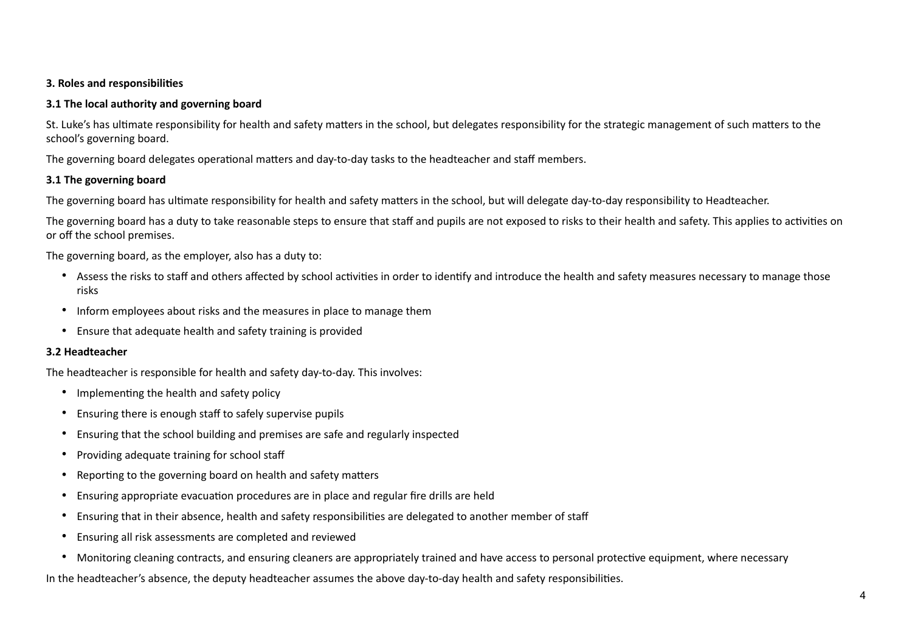**3. Roles and responsibilities**

**3.1 The local authority and governing board**

St. Luke's has ultimate responsibility for health and safety matters in the school, but delegates responsibility for the strategic management of such matters to the school's governing board.

The governing board delegates operational matters and day-to-day tasks to the headteacher and staff members.

**3.1 The governing board**

The governing board has ultimate responsibility for health and safety matters in the school, but will delegate day-to-day responsibility to Headteacher.

The governing board has a duty to take reasonable steps to ensure that staff and pupils are not exposed to risks to their health and safety. This applies to activities on or off the school premises.

The governing board, as the employer, also has a duty to:

- Assess the risks to staff and others affected by school activities in order to identify and introduce the health and safety measures necessary to manage those risks
- Inform employees about risks and the measures in place to manage them
- Ensure that adequate health and safety training is provided

**3.2 Headteacher**

The headteacher is responsible for health and safety day-to-day. This involves:

- Implementing the health and safety policy
- Ensuring there is enough staff to safely supervise pupils
- Ensuring that the school building and premises are safe and regularly inspected
- Providing adequate training for school staff
- Reporting to the governing board on health and safety matters
- Ensuring appropriate evacuation procedures are in place and regular fire drills are held
- Ensuring that in their absence, health and safety responsibilities are delegated to another member of staff
- Ensuring all risk assessments are completed and reviewed
- Monitoring cleaning contracts, and ensuring cleaners are appropriately trained and have access to personal protective equipment, where necessary

In the headteacher's absence, the deputy headteacher assumes the above day-to-day health and safety responsibilities.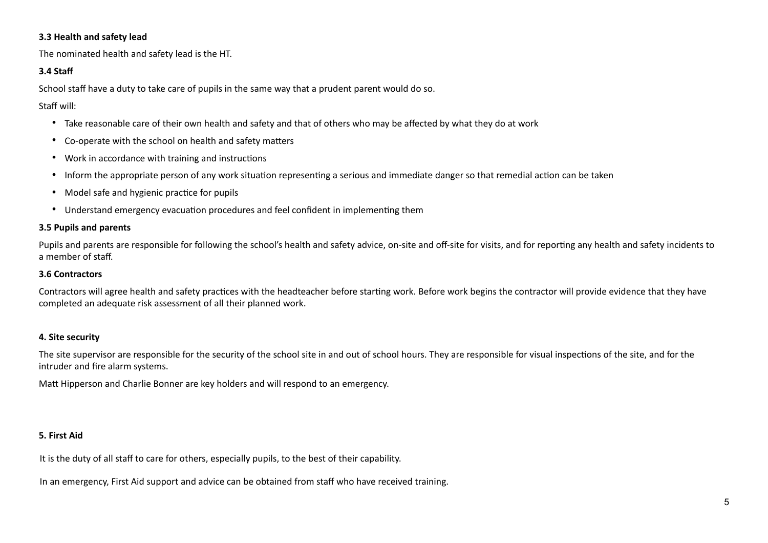### 3.3 Health and safety lead

The nominated health and safety lead is the HT.

### 3.4 Staff

School staff have a duty to take care of pupils in the same way that a prudent parent would do so.

Staff will:

- Take reasonable care of their own health and safety and that of others who may be affected by what they do at work
- Co-operate with the school on health and safety matters
- Work in accordance with training and instructions
- Inform the appropriate person of any work situation representing a serious and immediate danger so that remedial action can be taken
- Model safe and hygienic practice for pupils
- Understand emergency evacuation procedures and feel confident in implementing them

### 3.5 Pupils and parents

Pupils and parents are responsible for following the school's health and safety advice, on-site and off-site for visits, and for reporting any health and safety incidents to a member of staff.

### 3.6 Contractors

Contractors will agree health and safety practices with the headteacher before starting work. Before work begins the contractor will provide evidence that they have completed an adequate risk assessment of all their planned work.

## 4. Site security

The site supervisor are responsible for the security of the school site in and out of school hours. They are responsible for visual inspections of the site, and for the intruder and fire alarm systems.

Matt Hipperson and Charlie Bonner are key holders and will respond to an emergency.

## 5. First Aid

It is the duty of all staff to care for others, especially pupils, to the best of their capability.

In an emergency, First Aid support and advice can be obtained from staff who have received training.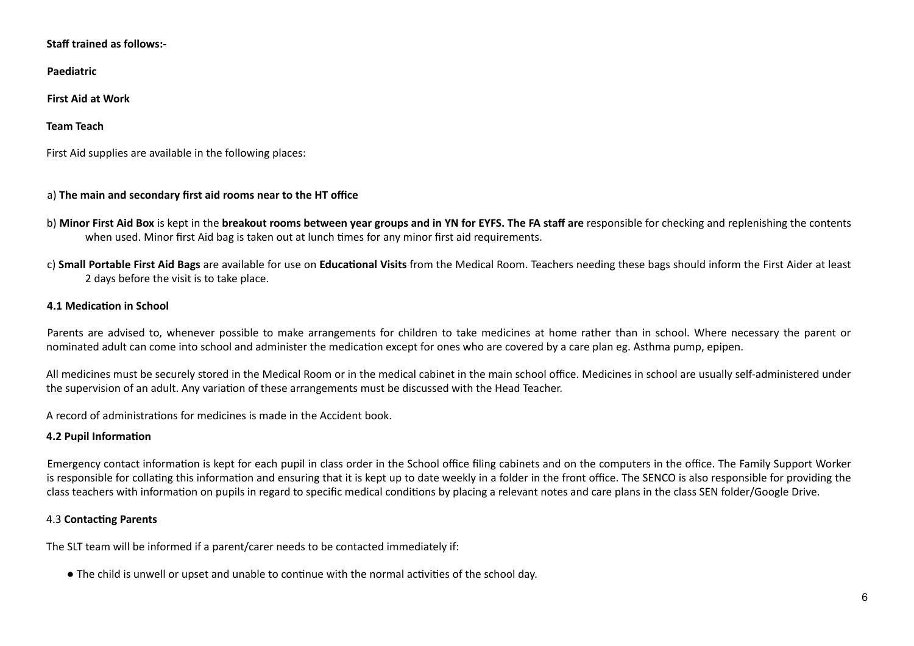**Staff trained as follows:-**

**Paediatric**

**First Aid at Work**

**Team Teach**

First Aid supplies are available in the following places:

a) **The main and secondary first aid rooms near to the HT office**

b) **Minor First Aid Box** is kept in the **breakout rooms between year groups and in YN for EYFS. The FA staff are** responsible for checking and replenishing the contents when used. Minor first Aid bag is taken out at lunch times for any minor first aid requirements.

c) **Small Portable First Aid Bags** are available for use on **Educational Visits** from the Medical Room. Teachers needing these bags should inform the First Aider at least 2 days before the visit is to take place.

#### 4.1 Medication in School

Parents are advised to, whenever possible to make arrangements for children to take medicines at home rather than in school. Where necessary the parent or nominated adult can come into school and administer the medication except for ones who are covered by a care plan eg. Asthma pump, epipen.

All medicines must be securely stored in the Medical Room or in the medical cabinet in the main school office. Medicines in school are usually self-administered under the supervision of an adult. Any variation of these arrangements must be discussed with the Head Teacher.

A record of administrations for medicines is made in the Accident book.

#### 4.2 Pupil Information

Emergency contact information is kept for each pupil in class order in the School office filing cabinets and on the computers in the office. The Family Support Worker is responsible for collating this information and ensuring that it is kept up to date weekly in a folder in the front office. The SENCO is also responsible for providing the class teachers with information on pupils in regard to specific medical conditions by placing a relevant notes and care plans in the class SEN folder/Google Drive.

#### 4.3 **Contacting Parents**

The SLT team will be informed if a parent/carer needs to be contacted immediately if:

- The child is unwell or upset and unable to continue with the normal activities of the school day.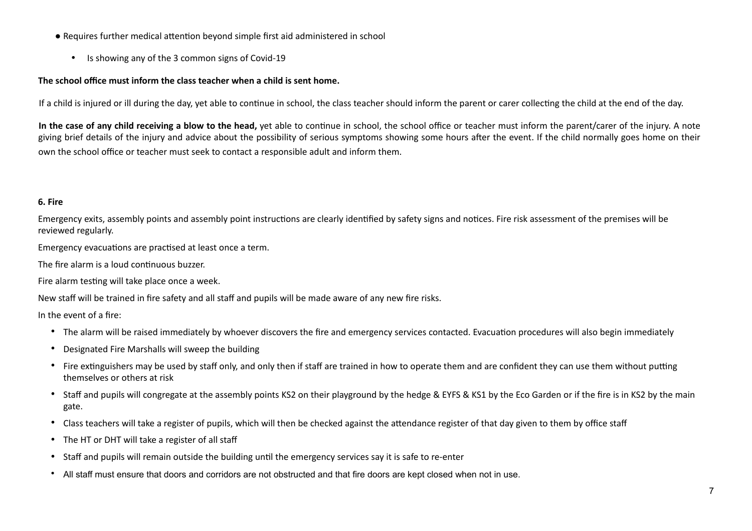- Requires further medical attention beyond simple first aid administered in school
  - Is showing any of the 3 common signs of Covid-19

**The school office must inform the class teacher when a child is sent home.**

If a child is injured or ill during the day, yet able to continue in school, the class teacher should inform the parent or carer collecting the child at the end of the day.

**In the case of any child receiving a blow to the head,** yet able to continue in school, the school office or teacher must inform the parent/carer of the injury. A note giving brief details of the injury and advice about the possibility of serious symptoms showing some hours after the event. If the child normally goes home on their own the school office or teacher must seek to contact a responsible adult and inform them.

**6. Fire**

Emergency exits, assembly points and assembly point instructions are clearly identified by safety signs and notices. Fire risk assessment of the premises will be reviewed regularly.

Emergency evacuations are practised at least once a term.

The fire alarm is a loud continuous buzzer.

Fire alarm testing will take place once a week.

New staff will be trained in fire safety and all staff and pupils will be made aware of any new fire risks.

In the event of a fire:

- The alarm will be raised immediately by whoever discovers the fire and emergency services contacted. Evacuation procedures will also begin immediately
- Designated Fire Marshalls will sweep the building
- Fire extinguishers may be used by staff only, and only then if staff are trained in how to operate them and are confident they can use them without putting themselves or others at risk
- Staff and pupils will congregate at the assembly points KS2 on their playground by the hedge & EYFS & KS1 by the Eco Garden or if the fire is in KS2 by the main gate.
- Class teachers will take a register of pupils, which will then be checked against the attendance register of that day given to them by office staff
- The HT or DHT will take a register of all staff
- Staff and pupils will remain outside the building until the emergency services say it is safe to re-enter
- All staff must ensure that doors and corridors are not obstructed and that fire doors are kept closed when not in use.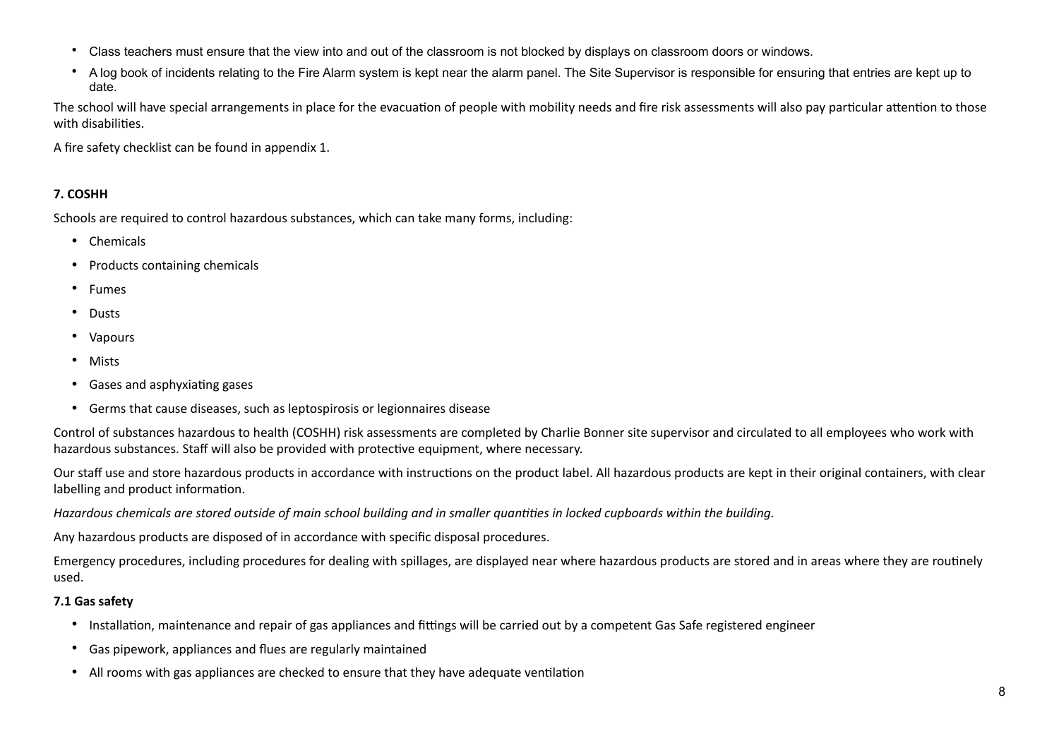- Class teachers must ensure that the view into and out of the classroom is not blocked by displays on classroom doors or windows.
- A log book of incidents relating to the Fire Alarm system is kept near the alarm panel. The Site Supervisor is responsible for ensuring that entries are kept up to date.

The school will have special arrangements in place for the evacuation of people with mobility needs and fire risk assessments will also pay particular attention to those with disabilities.

A fire safety checklist can be found in appendix 1.

**7. COSHH**

Schools are required to control hazardous substances, which can take many forms, including:

- Chemicals
- Products containing chemicals
- Fumes
- Dusts
- Vapours
- Mists
- Gases and asphyxiating gases
- Germs that cause diseases, such as leptospirosis or legionnaires disease

Control of substances hazardous to health (COSHH) risk assessments are completed by Charlie Bonner site supervisor and circulated to all employees who work with hazardous substances. Staff will also be provided with protective equipment, where necessary.

Our staff use and store hazardous products in accordance with instructions on the product label. All hazardous products are kept in their original containers, with clear labelling and product information.

*Hazardous chemicals are stored outside of main school building and in smaller quantities in locked cupboards within the building.*

Any hazardous products are disposed of in accordance with specific disposal procedures.

Emergency procedures, including procedures for dealing with spillages, are displayed near where hazardous products are stored and in areas where they are routinely used.

**7.1 Gas safety**

- Installation, maintenance and repair of gas appliances and fittings will be carried out by a competent Gas Safe registered engineer
- Gas pipework, appliances and flues are regularly maintained
- All rooms with gas appliances are checked to ensure that they have adequate ventilation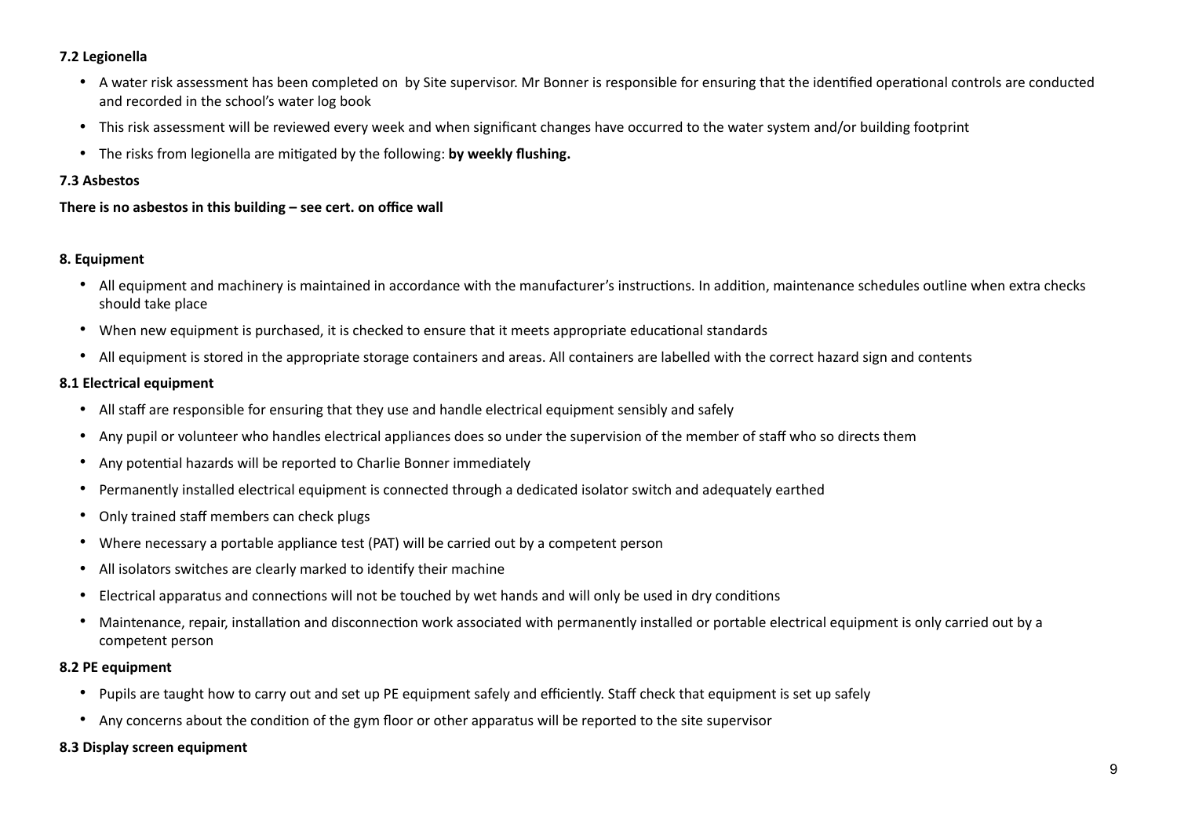**7.2 Legionella**

- A water risk assessment has been completed on  by Site supervisor. Mr Bonner is responsible for ensuring that the identified operational controls are conducted and recorded in the school's water log book
- This risk assessment will be reviewed every week and when significant changes have occurred to the water system and/or building footprint
- The risks from legionella are mitigated by the following: **by weekly flushing.**

**7.3 Asbestos**

**There is no asbestos in this building – see cert. on office wall**

**8. Equipment**

- All equipment and machinery is maintained in accordance with the manufacturer's instructions. In addition, maintenance schedules outline when extra checks should take place
- When new equipment is purchased, it is checked to ensure that it meets appropriate educational standards
- All equipment is stored in the appropriate storage containers and areas. All containers are labelled with the correct hazard sign and contents

**8.1 Electrical equipment**

- All staff are responsible for ensuring that they use and handle electrical equipment sensibly and safely
- Any pupil or volunteer who handles electrical appliances does so under the supervision of the member of staff who so directs them
- Any potential hazards will be reported to Charlie Bonner immediately
- Permanently installed electrical equipment is connected through a dedicated isolator switch and adequately earthed
- Only trained staff members can check plugs
- Where necessary a portable appliance test (PAT) will be carried out by a competent person
- All isolators switches are clearly marked to identify their machine
- Electrical apparatus and connections will not be touched by wet hands and will only be used in dry conditions
- Maintenance, repair, installation and disconnection work associated with permanently installed or portable electrical equipment is only carried out by a competent person

**8.2 PE equipment**

- Pupils are taught how to carry out and set up PE equipment safely and efficiently. Staff check that equipment is set up safely
- Any concerns about the condition of the gym floor or other apparatus will be reported to the site supervisor

**8.3 Display screen equipment**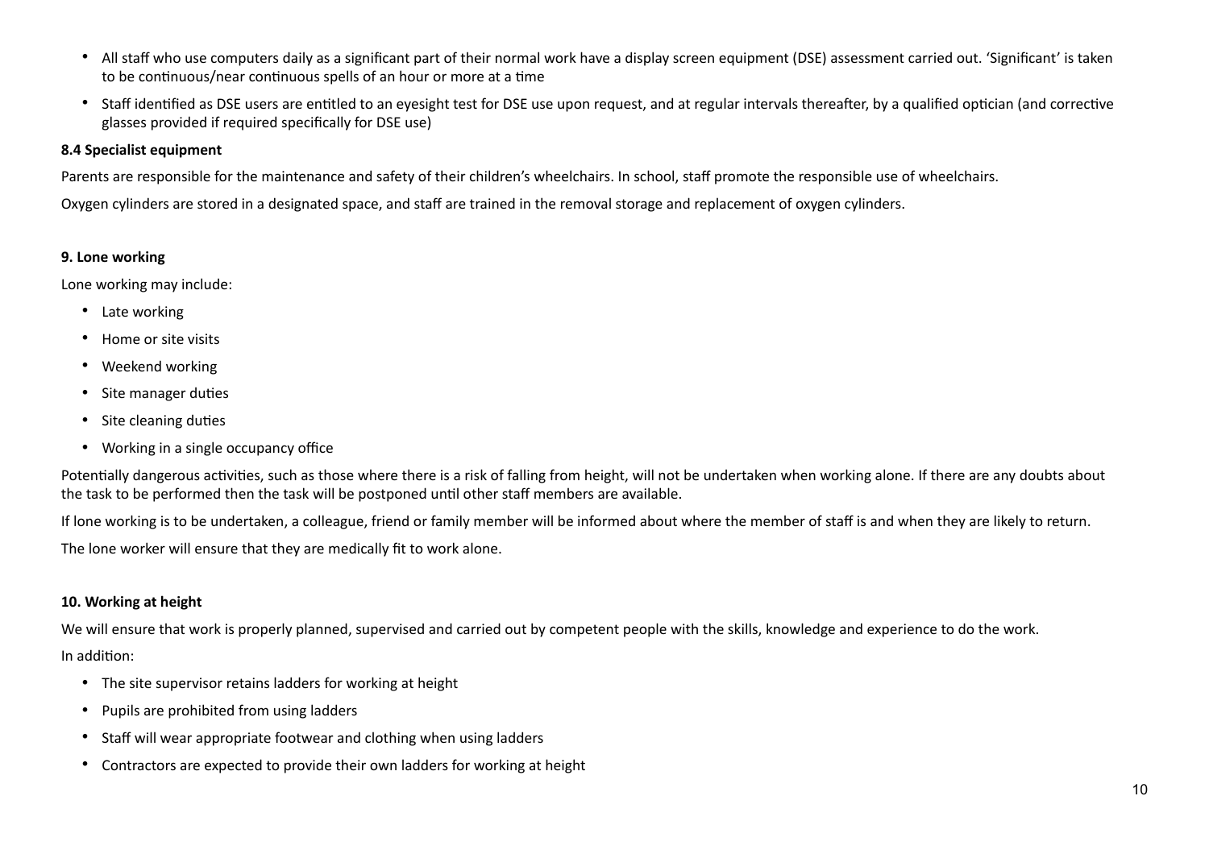- All staff who use computers daily as a significant part of their normal work have a display screen equipment (DSE) assessment carried out. 'Significant' is taken to be continuous/near continuous spells of an hour or more at a time
- Staff identified as DSE users are entitled to an eyesight test for DSE use upon request, and at regular intervals thereafter, by a qualified optician (and corrective glasses provided if required specifically for DSE use)

**8.4 Specialist equipment**

Parents are responsible for the maintenance and safety of their children's wheelchairs. In school, staff promote the responsible use of wheelchairs.

Oxygen cylinders are stored in a designated space, and staff are trained in the removal storage and replacement of oxygen cylinders.

**9. Lone working**

Lone working may include:

- Late working
- Home or site visits
- Weekend working
- Site manager duties
- Site cleaning duties
- Working in a single occupancy office

Potentially dangerous activities, such as those where there is a risk of falling from height, will not be undertaken when working alone. If there are any doubts about the task to be performed then the task will be postponed until other staff members are available.

If lone working is to be undertaken, a colleague, friend or family member will be informed about where the member of staff is and when they are likely to return.

The lone worker will ensure that they are medically fit to work alone.

**10. Working at height**

We will ensure that work is properly planned, supervised and carried out by competent people with the skills, knowledge and experience to do the work.

In addition:

- The site supervisor retains ladders for working at height
- Pupils are prohibited from using ladders
- Staff will wear appropriate footwear and clothing when using ladders
- Contractors are expected to provide their own ladders for working at height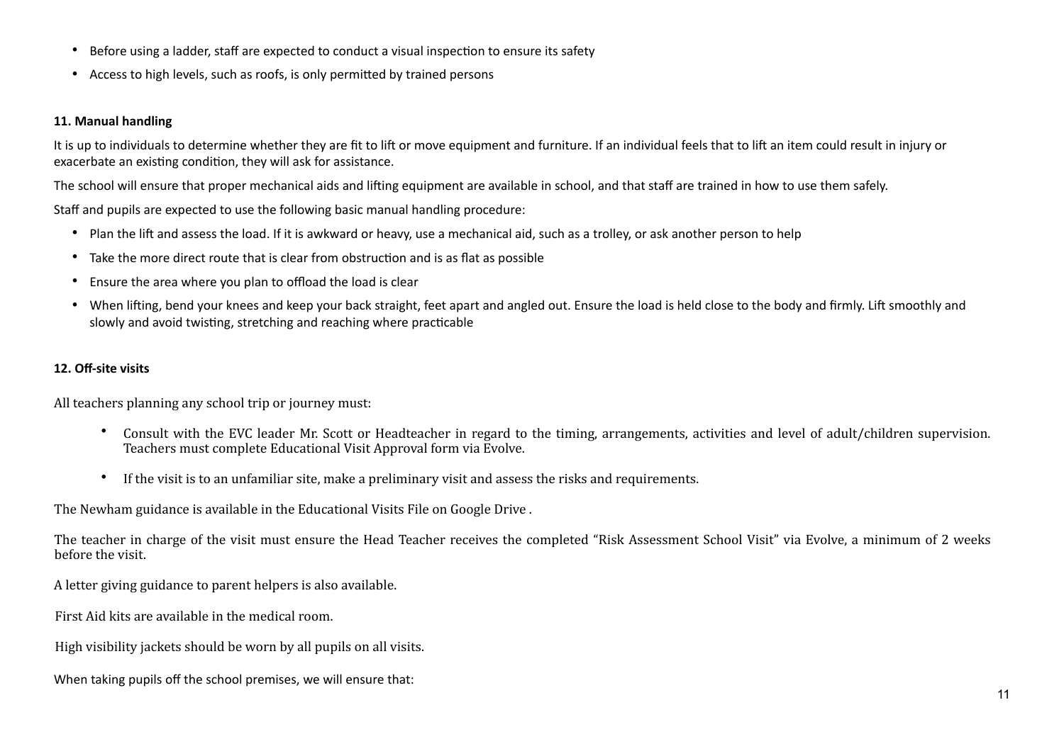- Before using a ladder, staff are expected to conduct a visual inspection to ensure its safety
- Access to high levels, such as roofs, is only permitted by trained persons

**11. Manual handling**

It is up to individuals to determine whether they are fit to lift or move equipment and furniture. If an individual feels that to lift an item could result in injury or exacerbate an existing condition, they will ask for assistance.

The school will ensure that proper mechanical aids and lifting equipment are available in school, and that staff are trained in how to use them safely.

Staff and pupils are expected to use the following basic manual handling procedure:

- Plan the lift and assess the load. If it is awkward or heavy, use a mechanical aid, such as a trolley, or ask another person to help
- Take the more direct route that is clear from obstruction and is as flat as possible
- Ensure the area where you plan to offload the load is clear
- When lifting, bend your knees and keep your back straight, feet apart and angled out. Ensure the load is held close to the body and firmly. Lift smoothly and slowly and avoid twisting, stretching and reaching where practicable

**12. Off-site visits**

All teachers planning any school trip or journey must:

- Consult with the EVC leader Mr. Scott or Headteacher in regard to the timing, arrangements, activities and level of adult/children supervision. Teachers must complete Educational Visit Approval form via Evolve.
- If the visit is to an unfamiliar site, make a preliminary visit and assess the risks and requirements.

The Newham guidance is available in the Educational Visits File on Google Drive .

The teacher in charge of the visit must ensure the Head Teacher receives the completed "Risk Assessment School Visit" via Evolve, a minimum of 2 weeks before the visit.

A letter giving guidance to parent helpers is also available.

First Aid kits are available in the medical room.

High visibility jackets should be worn by all pupils on all visits.

When taking pupils off the school premises, we will ensure that: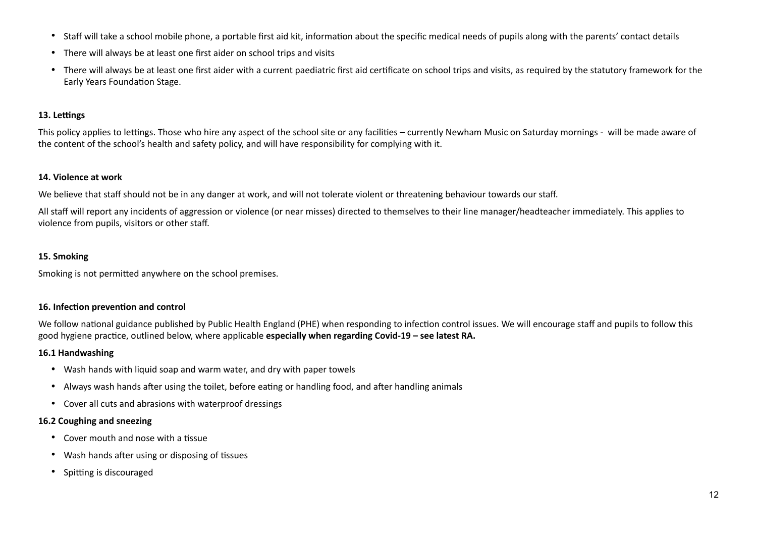- Staff will take a school mobile phone, a portable first aid kit, information about the specific medical needs of pupils along with the parents' contact details
- There will always be at least one first aider on school trips and visits
- There will always be at least one first aider with a current paediatric first aid certificate on school trips and visits, as required by the statutory framework for the Early Years Foundation Stage.

**13. Lettings**

This policy applies to lettings. Those who hire any aspect of the school site or any facilities – currently Newham Music on Saturday mornings - will be made aware of the content of the school's health and safety policy, and will have responsibility for complying with it.

**14. Violence at work**

We believe that staff should not be in any danger at work, and will not tolerate violent or threatening behaviour towards our staff.

All staff will report any incidents of aggression or violence (or near misses) directed to themselves to their line manager/headteacher immediately. This applies to violence from pupils, visitors or other staff.

**15. Smoking**

Smoking is not permitted anywhere on the school premises.

**16. Infection prevention and control**

We follow national guidance published by Public Health England (PHE) when responding to infection control issues. We will encourage staff and pupils to follow this good hygiene practice, outlined below, where applicable **especially when regarding Covid-19 – see latest RA.**

**16.1 Handwashing**

- Wash hands with liquid soap and warm water, and dry with paper towels
- Always wash hands after using the toilet, before eating or handling food, and after handling animals
- Cover all cuts and abrasions with waterproof dressings

**16.2 Coughing and sneezing**

- Cover mouth and nose with a tissue
- Wash hands after using or disposing of tissues
- Spitting is discouraged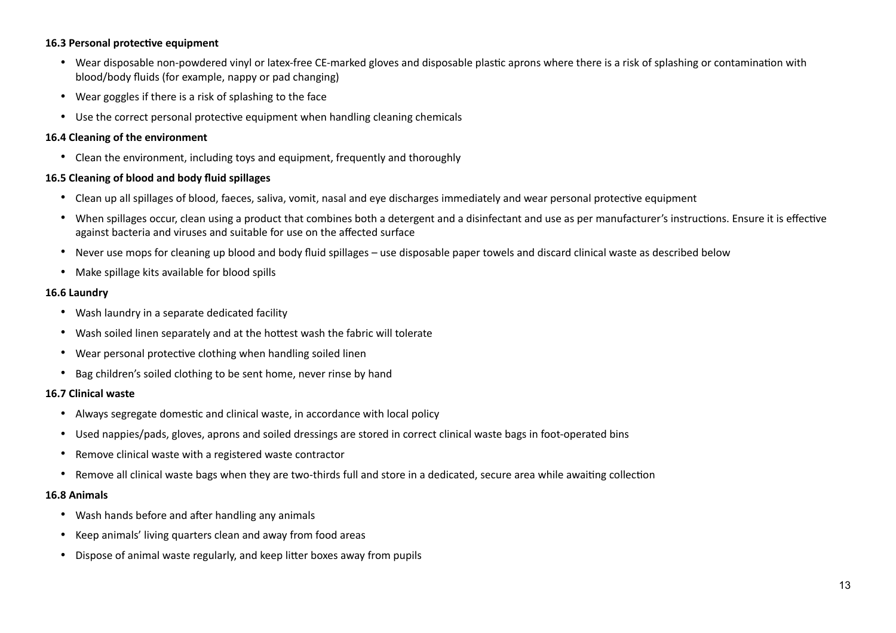**16.3 Personal protective equipment**

- Wear disposable non-powdered vinyl or latex-free CE-marked gloves and disposable plastic aprons where there is a risk of splashing or contamination with blood/body fluids (for example, nappy or pad changing)
- Wear goggles if there is a risk of splashing to the face
- Use the correct personal protective equipment when handling cleaning chemicals

**16.4 Cleaning of the environment**

- Clean the environment, including toys and equipment, frequently and thoroughly

**16.5 Cleaning of blood and body fluid spillages**

- Clean up all spillages of blood, faeces, saliva, vomit, nasal and eye discharges immediately and wear personal protective equipment
- When spillages occur, clean using a product that combines both a detergent and a disinfectant and use as per manufacturer's instructions. Ensure it is effective against bacteria and viruses and suitable for use on the affected surface
- Never use mops for cleaning up blood and body fluid spillages – use disposable paper towels and discard clinical waste as described below
- Make spillage kits available for blood spills

**16.6 Laundry**

- Wash laundry in a separate dedicated facility
- Wash soiled linen separately and at the hottest wash the fabric will tolerate
- Wear personal protective clothing when handling soiled linen
- Bag children's soiled clothing to be sent home, never rinse by hand

**16.7 Clinical waste**

- Always segregate domestic and clinical waste, in accordance with local policy
- Used nappies/pads, gloves, aprons and soiled dressings are stored in correct clinical waste bags in foot-operated bins
- Remove clinical waste with a registered waste contractor
- Remove all clinical waste bags when they are two-thirds full and store in a dedicated, secure area while awaiting collection

**16.8 Animals**

- Wash hands before and after handling any animals
- Keep animals' living quarters clean and away from food areas
- Dispose of animal waste regularly, and keep litter boxes away from pupils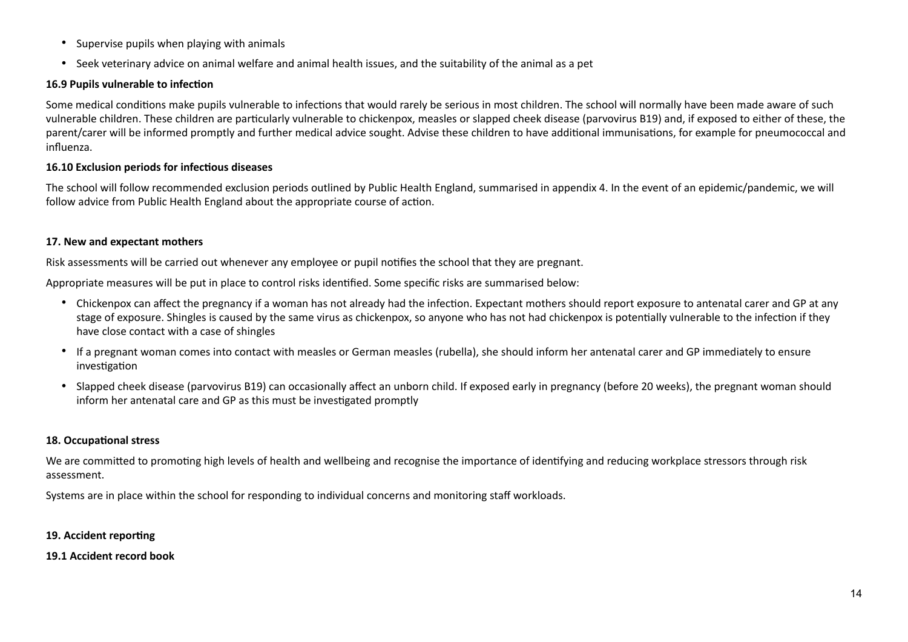- Supervise pupils when playing with animals
- Seek veterinary advice on animal welfare and animal health issues, and the suitability of the animal as a pet

### 16.9 Pupils vulnerable to infection

Some medical conditions make pupils vulnerable to infections that would rarely be serious in most children. The school will normally have been made aware of such vulnerable children. These children are particularly vulnerable to chickenpox, measles or slapped cheek disease (parvovirus B19) and, if exposed to either of these, the parent/carer will be informed promptly and further medical advice sought. Advise these children to have additional immunisations, for example for pneumococcal and influenza.

### 16.10 Exclusion periods for infectious diseases

The school will follow recommended exclusion periods outlined by Public Health England, summarised in appendix 4. In the event of an epidemic/pandemic, we will follow advice from Public Health England about the appropriate course of action.

## 17. New and expectant mothers

Risk assessments will be carried out whenever any employee or pupil notifies the school that they are pregnant.

Appropriate measures will be put in place to control risks identified. Some specific risks are summarised below:

- Chickenpox can affect the pregnancy if a woman has not already had the infection. Expectant mothers should report exposure to antenatal carer and GP at any stage of exposure. Shingles is caused by the same virus as chickenpox, so anyone who has not had chickenpox is potentially vulnerable to the infection if they have close contact with a case of shingles
- If a pregnant woman comes into contact with measles or German measles (rubella), she should inform her antenatal carer and GP immediately to ensure investigation
- Slapped cheek disease (parvovirus B19) can occasionally affect an unborn child. If exposed early in pregnancy (before 20 weeks), the pregnant woman should inform her antenatal care and GP as this must be investigated promptly

## 18. Occupational stress

We are committed to promoting high levels of health and wellbeing and recognise the importance of identifying and reducing workplace stressors through risk assessment.

Systems are in place within the school for responding to individual concerns and monitoring staff workloads.

## 19. Accident reporting

### 19.1 Accident record book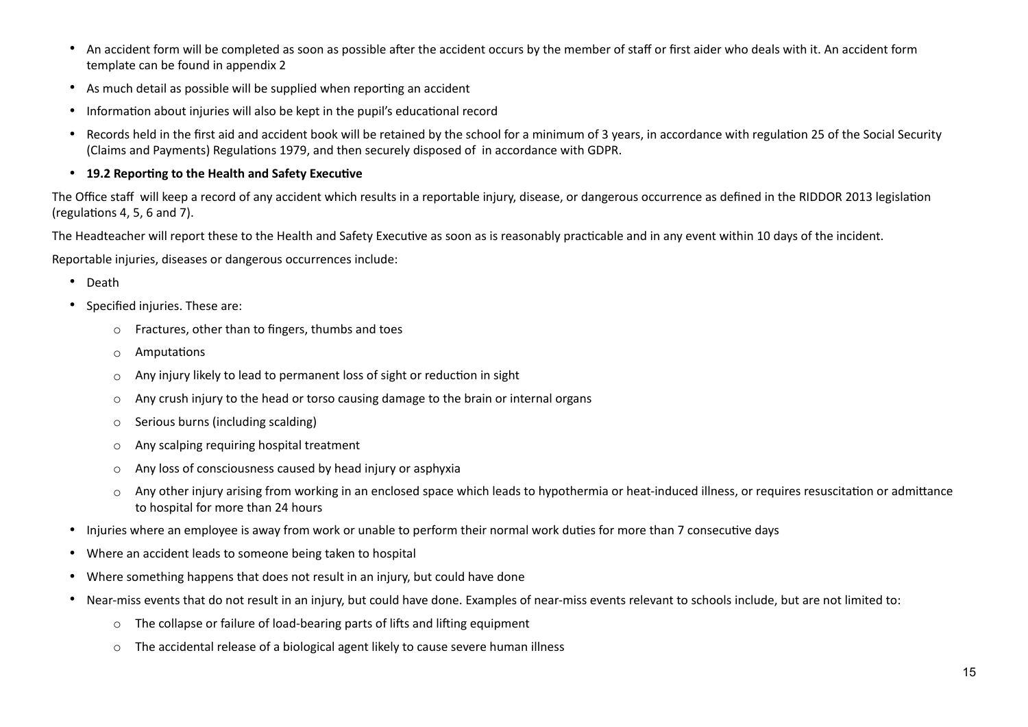- An accident form will be completed as soon as possible after the accident occurs by the member of staff or first aider who deals with it. An accident form template can be found in appendix 2
- As much detail as possible will be supplied when reporting an accident
- Information about injuries will also be kept in the pupil's educational record
- Records held in the first aid and accident book will be retained by the school for a minimum of 3 years, in accordance with regulation 25 of the Social Security (Claims and Payments) Regulations 1979, and then securely disposed of in accordance with GDPR.
- **19.2 Reporting to the Health and Safety Executive**

The Office staff will keep a record of any accident which results in a reportable injury, disease, or dangerous occurrence as defined in the RIDDOR 2013 legislation (regulations 4, 5, 6 and 7).

The Headteacher will report these to the Health and Safety Executive as soon as is reasonably practicable and in any event within 10 days of the incident.

Reportable injuries, diseases or dangerous occurrences include:

- Death
- Specified injuries. These are:
  - Fractures, other than to fingers, thumbs and toes
  - Amputations
  - Any injury likely to lead to permanent loss of sight or reduction in sight
  - Any crush injury to the head or torso causing damage to the brain or internal organs
  - Serious burns (including scalding)
  - Any scalping requiring hospital treatment
  - Any loss of consciousness caused by head injury or asphyxia
  - Any other injury arising from working in an enclosed space which leads to hypothermia or heat-induced illness, or requires resuscitation or admittance to hospital for more than 24 hours
- Injuries where an employee is away from work or unable to perform their normal work duties for more than 7 consecutive days
- Where an accident leads to someone being taken to hospital
- Where something happens that does not result in an injury, but could have done
- Near-miss events that do not result in an injury, but could have done. Examples of near-miss events relevant to schools include, but are not limited to:
  - The collapse or failure of load-bearing parts of lifts and lifting equipment
  - The accidental release of a biological agent likely to cause severe human illness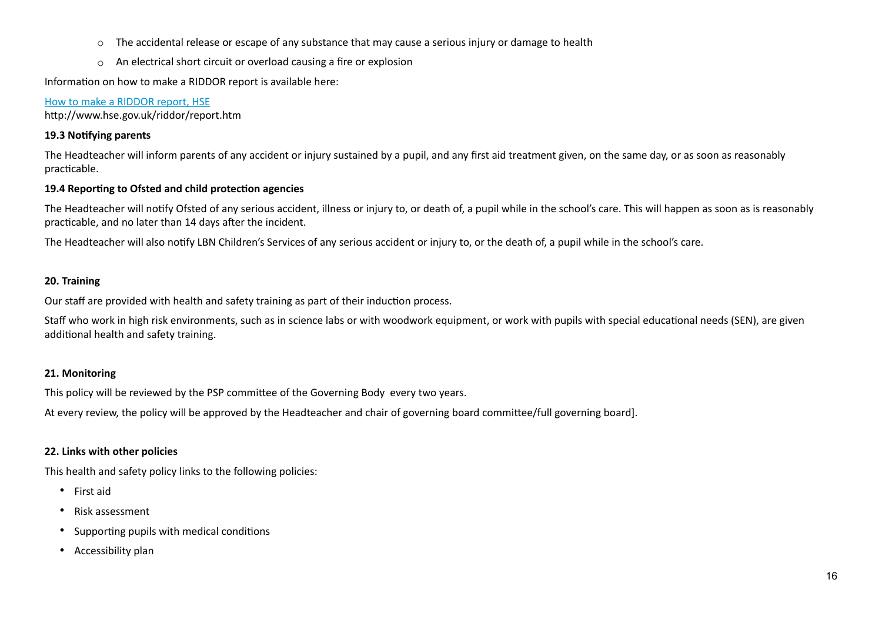- The accidental release or escape of any substance that may cause a serious injury or damage to health
- An electrical short circuit or overload causing a fire or explosion

Information on how to make a RIDDOR report is available here:

[How to make a RIDDOR report, HSE](http://www.hse.gov.uk/riddor/report.htm)
http://www.hse.gov.uk/riddor/report.htm

**19.3 Notifying parents**

The Headteacher will inform parents of any accident or injury sustained by a pupil, and any first aid treatment given, on the same day, or as soon as reasonably practicable.

**19.4 Reporting to Ofsted and child protection agencies**

The Headteacher will notify Ofsted of any serious accident, illness or injury to, or death of, a pupil while in the school's care. This will happen as soon as is reasonably practicable, and no later than 14 days after the incident.

The Headteacher will also notify LBN Children's Services of any serious accident or injury to, or the death of, a pupil while in the school's care.

**20. Training**

Our staff are provided with health and safety training as part of their induction process.

Staff who work in high risk environments, such as in science labs or with woodwork equipment, or work with pupils with special educational needs (SEN), are given additional health and safety training.

**21. Monitoring**

This policy will be reviewed by the PSP committee of the Governing Body every two years.

At every review, the policy will be approved by the Headteacher and chair of governing board committee/full governing board].

**22. Links with other policies**

This health and safety policy links to the following policies:

- First aid
- Risk assessment
- Supporting pupils with medical conditions
- Accessibility plan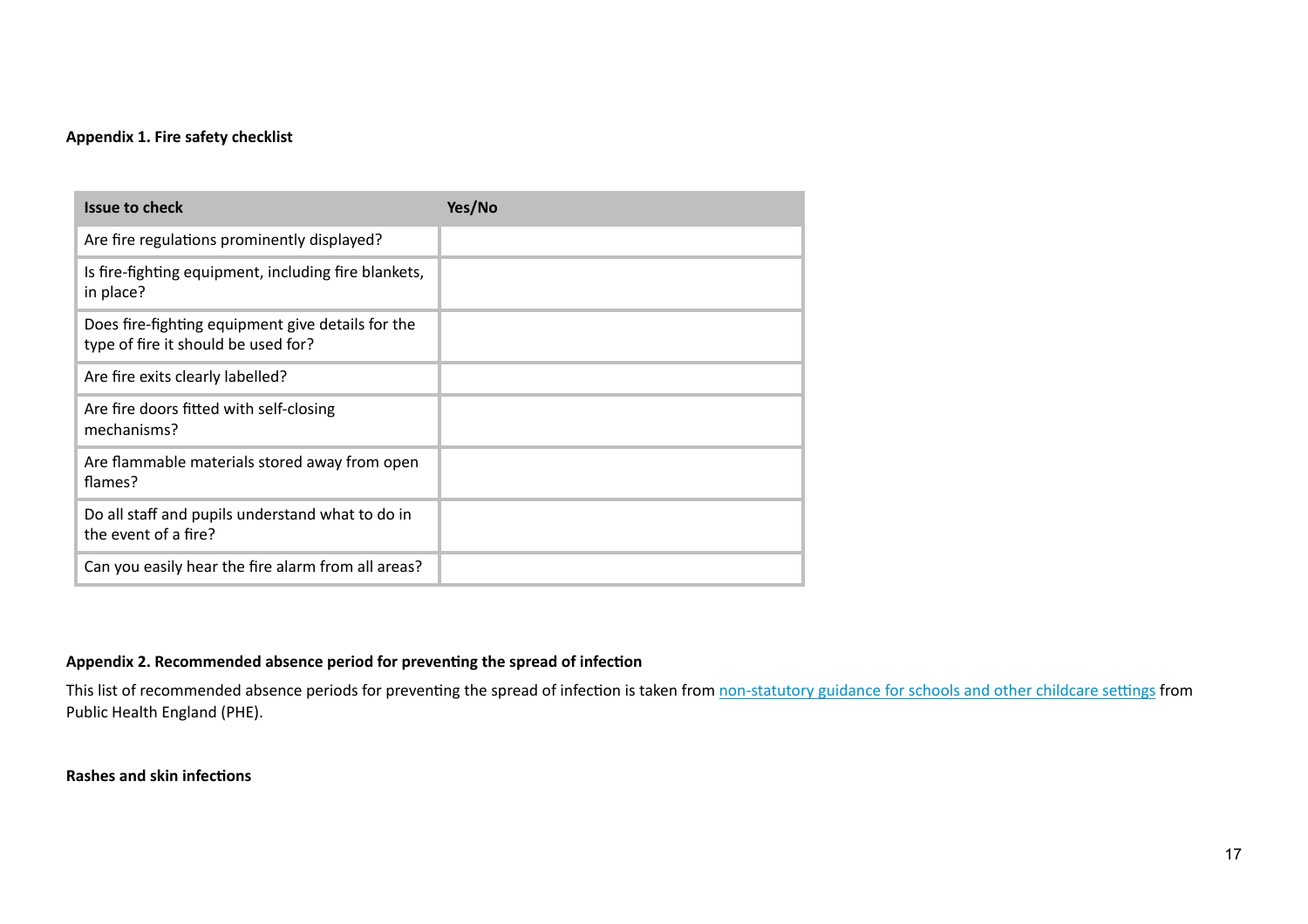**Appendix 1. Fire safety checklist**

| Issue to check | Yes/No |
|---|---|
| Are fire regulations prominently displayed? | |
| Is fire-fighting equipment, including fire blankets, in place? | |
| Does fire-fighting equipment give details for the type of fire it should be used for? | |
| Are fire exits clearly labelled? | |
| Are fire doors fitted with self-closing mechanisms? | |
| Are flammable materials stored away from open flames? | |
| Do all staff and pupils understand what to do in the event of a fire? | |
| Can you easily hear the fire alarm from all areas? | |

**Appendix 2. Recommended absence period for preventing the spread of infection**

This list of recommended absence periods for preventing the spread of infection is taken from [non-statutory guidance for schools and other childcare settings]() from Public Health England (PHE).

**Rashes and skin infections**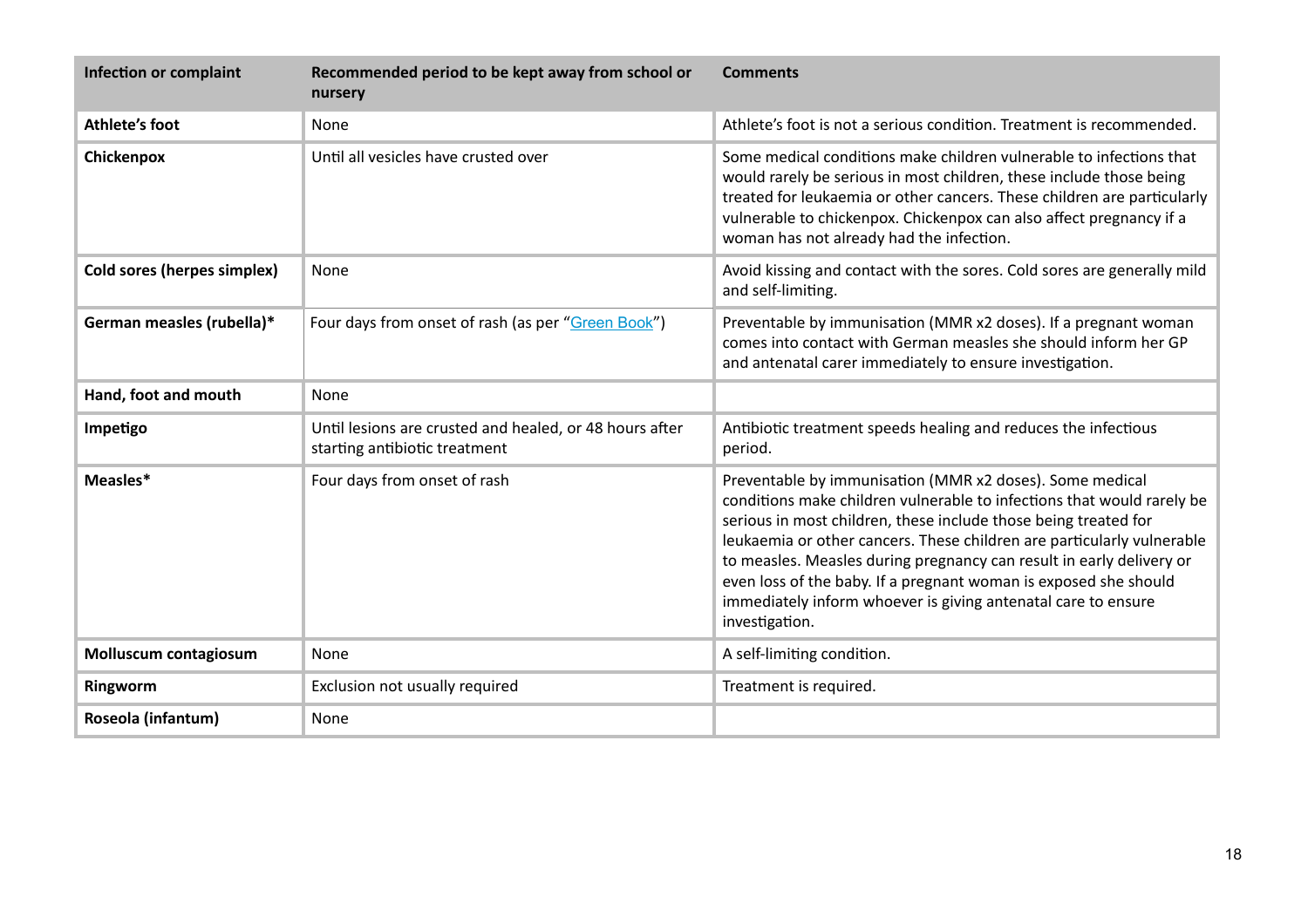| Infection or complaint | Recommended period to be kept away from school or nursery | Comments |
|---|---|---|
| **Athlete's foot** | None | Athlete's foot is not a serious condition. Treatment is recommended. |
| **Chickenpox** | Until all vesicles have crusted over | Some medical conditions make children vulnerable to infections that would rarely be serious in most children, these include those being treated for leukaemia or other cancers. These children are particularly vulnerable to chickenpox. Chickenpox can also affect pregnancy if a woman has not already had the infection. |
| **Cold sores (herpes simplex)** | None | Avoid kissing and contact with the sores. Cold sores are generally mild and self-limiting. |
| **German measles (rubella)*** | Four days from onset of rash (as per "Green Book") | Preventable by immunisation (MMR x2 doses). If a pregnant woman comes into contact with German measles she should inform her GP and antenatal carer immediately to ensure investigation. |
| **Hand, foot and mouth** | None | |
| **Impetigo** | Until lesions are crusted and healed, or 48 hours after starting antibiotic treatment | Antibiotic treatment speeds healing and reduces the infectious period. |
| **Measles*** | Four days from onset of rash | Preventable by immunisation (MMR x2 doses). Some medical conditions make children vulnerable to infections that would rarely be serious in most children, these include those being treated for leukaemia or other cancers. These children are particularly vulnerable to measles. Measles during pregnancy can result in early delivery or even loss of the baby. If a pregnant woman is exposed she should immediately inform whoever is giving antenatal care to ensure investigation. |
| **Molluscum contagiosum** | None | A self-limiting condition. |
| **Ringworm** | Exclusion not usually required | Treatment is required. |
| **Roseola (infantum)** | None | |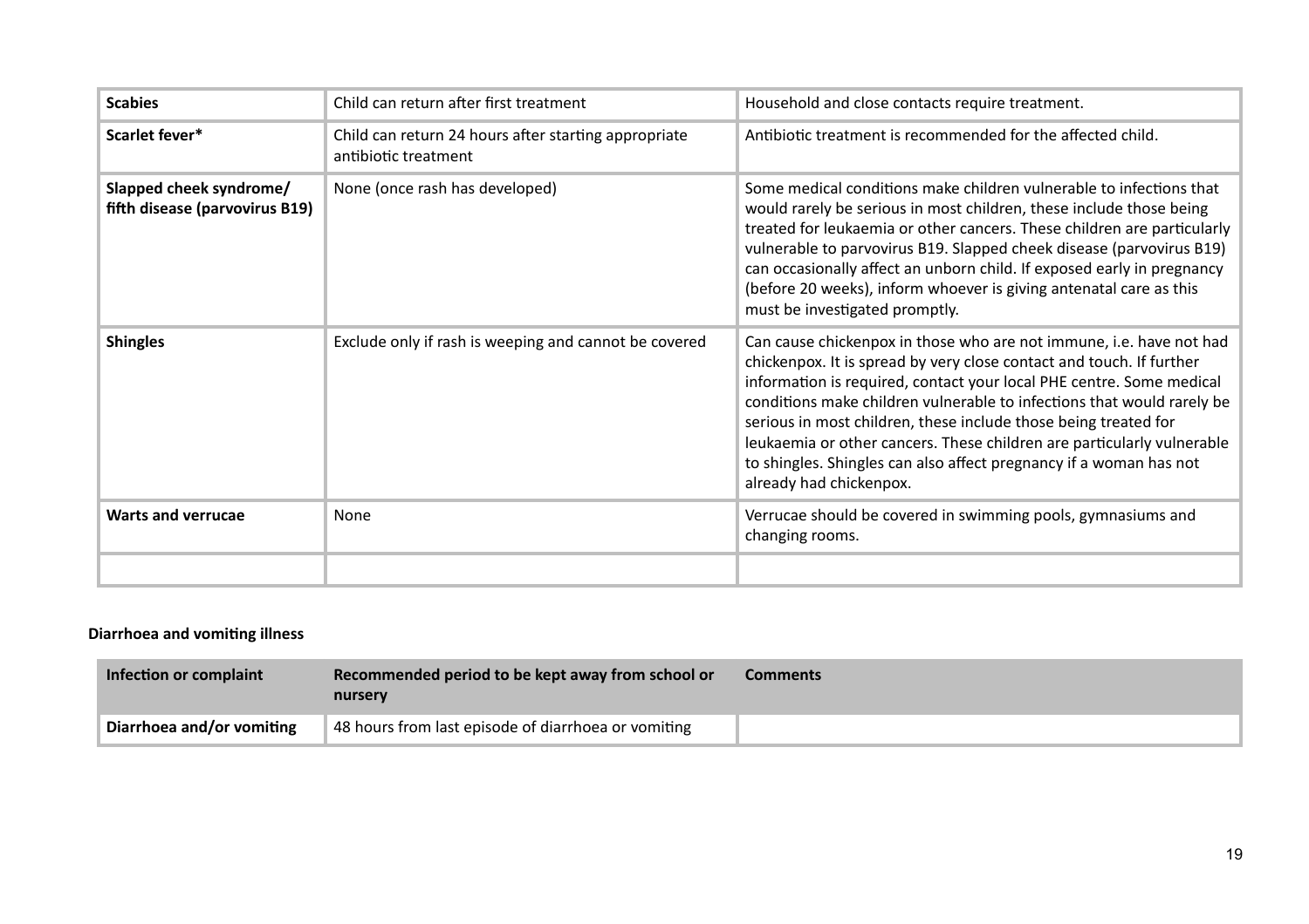| | | |
|---|---|---|
| **Scabies** | Child can return after first treatment | Household and close contacts require treatment. |
| **Scarlet fever*** | Child can return 24 hours after starting appropriate antibiotic treatment | Antibiotic treatment is recommended for the affected child. |
| **Slapped cheek syndrome/ fifth disease (parvovirus B19)** | None (once rash has developed) | Some medical conditions make children vulnerable to infections that would rarely be serious in most children, these include those being treated for leukaemia or other cancers. These children are particularly vulnerable to parvovirus B19. Slapped cheek disease (parvovirus B19) can occasionally affect an unborn child. If exposed early in pregnancy (before 20 weeks), inform whoever is giving antenatal care as this must be investigated promptly. |
| **Shingles** | Exclude only if rash is weeping and cannot be covered | Can cause chickenpox in those who are not immune, i.e. have not had chickenpox. It is spread by very close contact and touch. If further information is required, contact your local PHE centre. Some medical conditions make children vulnerable to infections that would rarely be serious in most children, these include those being treated for leukaemia or other cancers. These children are particularly vulnerable to shingles. Shingles can also affect pregnancy if a woman has not already had chickenpox. |
| **Warts and verrucae** | None | Verrucae should be covered in swimming pools, gymnasiums and changing rooms. |
| | | |

**Diarrhoea and vomiting illness**

| Infection or complaint | Recommended period to be kept away from school or nursery | Comments |
|---|---|---|
| **Diarrhoea and/or vomiting** | 48 hours from last episode of diarrhoea or vomiting | |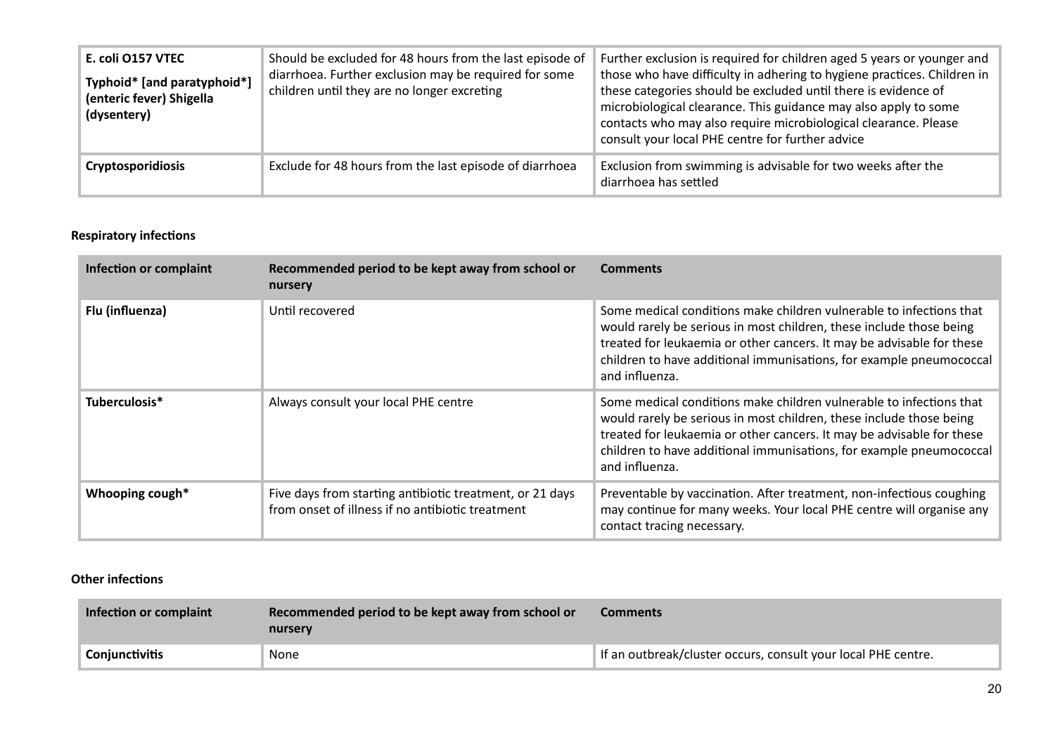| | | |
|---|---|---|
| **E. coli O157 VTEC**<br>**Typhoid* [and paratyphoid*] (enteric fever) Shigella (dysentery)** | Should be excluded for 48 hours from the last episode of diarrhoea. Further exclusion may be required for some children until they are no longer excreting | Further exclusion is required for children aged 5 years or younger and those who have difficulty in adhering to hygiene practices. Children in these categories should be excluded until there is evidence of microbiological clearance. This guidance may also apply to some contacts who may also require microbiological clearance. Please consult your local PHE centre for further advice |
| **Cryptosporidiosis** | Exclude for 48 hours from the last episode of diarrhoea | Exclusion from swimming is advisable for two weeks after the diarrhoea has settled |

**Respiratory infections**

| Infection or complaint | Recommended period to be kept away from school or nursery | Comments |
|---|---|---|
| **Flu (influenza)** | Until recovered | Some medical conditions make children vulnerable to infections that would rarely be serious in most children, these include those being treated for leukaemia or other cancers. It may be advisable for these children to have additional immunisations, for example pneumococcal and influenza. |
| **Tuberculosis*** | Always consult your local PHE centre | Some medical conditions make children vulnerable to infections that would rarely be serious in most children, these include those being treated for leukaemia or other cancers. It may be advisable for these children to have additional immunisations, for example pneumococcal and influenza. |
| **Whooping cough*** | Five days from starting antibiotic treatment, or 21 days from onset of illness if no antibiotic treatment | Preventable by vaccination. After treatment, non-infectious coughing may continue for many weeks. Your local PHE centre will organise any contact tracing necessary. |

**Other infections**

| Infection or complaint | Recommended period to be kept away from school or nursery | Comments |
|---|---|---|
| **Conjunctivitis** | None | If an outbreak/cluster occurs, consult your local PHE centre. |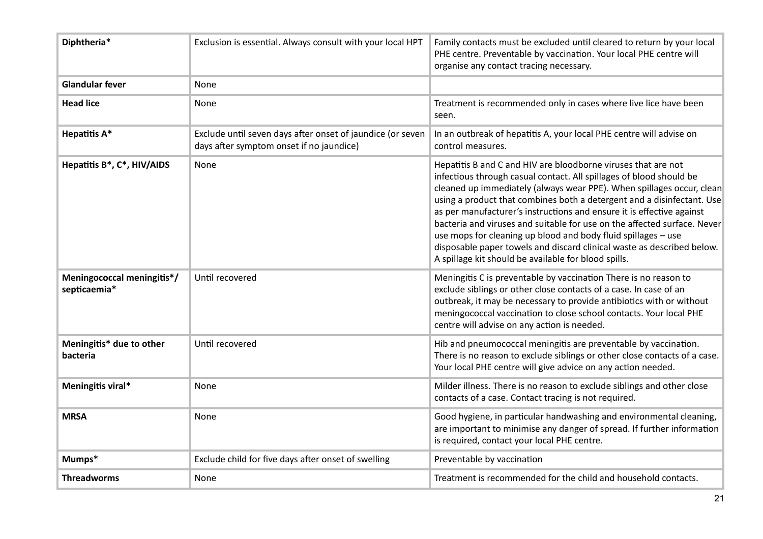| | | |
|---|---|---|
| **Diphtheria*** | Exclusion is essential. Always consult with your local HPT | Family contacts must be excluded until cleared to return by your local PHE centre. Preventable by vaccination. Your local PHE centre will organise any contact tracing necessary. |
| **Glandular fever** | None | |
| **Head lice** | None | Treatment is recommended only in cases where live lice have been seen. |
| **Hepatitis A*** | Exclude until seven days after onset of jaundice (or seven days after symptom onset if no jaundice) | In an outbreak of hepatitis A, your local PHE centre will advise on control measures. |
| **Hepatitis B*, C*, HIV/AIDS** | None | Hepatitis B and C and HIV are bloodborne viruses that are not infectious through casual contact. All spillages of blood should be cleaned up immediately (always wear PPE). When spillages occur, clean using a product that combines both a detergent and a disinfectant. Use as per manufacturer's instructions and ensure it is effective against bacteria and viruses and suitable for use on the affected surface. Never use mops for cleaning up blood and body fluid spillages – use disposable paper towels and discard clinical waste as described below. A spillage kit should be available for blood spills. |
| **Meningococcal meningitis*/ septicaemia*** | Until recovered | Meningitis C is preventable by vaccination There is no reason to exclude siblings or other close contacts of a case. In case of an outbreak, it may be necessary to provide antibiotics with or without meningococcal vaccination to close school contacts. Your local PHE centre will advise on any action is needed. |
| **Meningitis* due to other bacteria** | Until recovered | Hib and pneumococcal meningitis are preventable by vaccination. There is no reason to exclude siblings or other close contacts of a case. Your local PHE centre will give advice on any action needed. |
| **Meningitis viral*** | None | Milder illness. There is no reason to exclude siblings and other close contacts of a case. Contact tracing is not required. |
| **MRSA** | None | Good hygiene, in particular handwashing and environmental cleaning, are important to minimise any danger of spread. If further information is required, contact your local PHE centre. |
| **Mumps*** | Exclude child for five days after onset of swelling | Preventable by vaccination |
| **Threadworms** | None | Treatment is recommended for the child and household contacts. |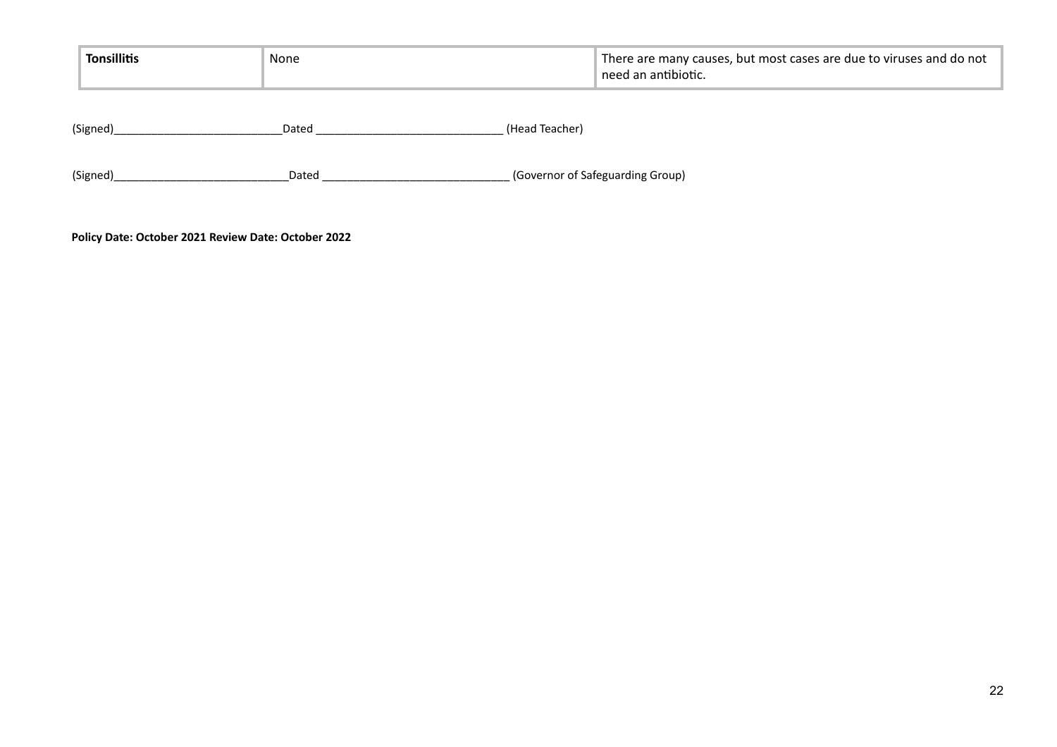| | | |
|---|---|---|
| **Tonsillitis** | None | There are many causes, but most cases are due to viruses and do not need an antibiotic. |

(Signed)___________________________Dated ______________________________ (Head Teacher)

(Signed)____________________________Dated ______________________________ (Governor of Safeguarding Group)

**Policy Date: October 2021 Review Date: October 2022**